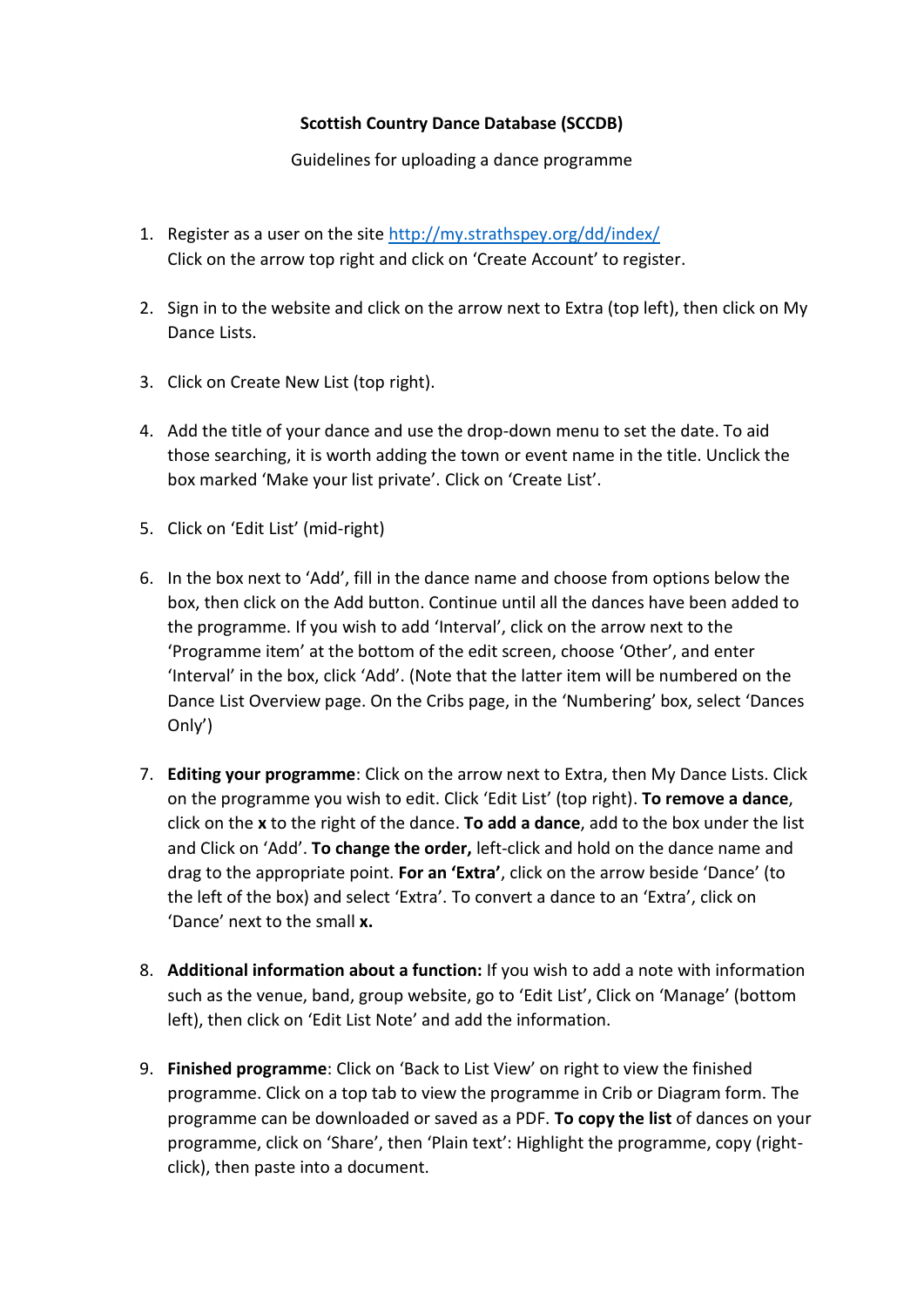**Scottish Country Dance Database (SCCDB)**

Guidelines for uploading a dance programme

1. Register as a user on the site [http://my.strathspey.org/dd/index/](http://my.strathspey.org/dd/index/)
   Click on the arrow top right and click on 'Create Account' to register.

2. Sign in to the website and click on the arrow next to Extra (top left), then click on My Dance Lists.

3. Click on Create New List (top right).

4. Add the title of your dance and use the drop-down menu to set the date. To aid those searching, it is worth adding the town or event name in the title. Unclick the box marked 'Make your list private'. Click on 'Create List'.

5. Click on 'Edit List' (mid-right)

6. In the box next to 'Add', fill in the dance name and choose from options below the box, then click on the Add button. Continue until all the dances have been added to the programme. If you wish to add 'Interval', click on the arrow next to the 'Programme item' at the bottom of the edit screen, choose 'Other', and enter 'Interval' in the box, click 'Add'. (Note that the latter item will be numbered on the Dance List Overview page. On the Cribs page, in the 'Numbering' box, select 'Dances Only')

7. **Editing your programme**: Click on the arrow next to Extra, then My Dance Lists. Click on the programme you wish to edit. Click 'Edit List' (top right). **To remove a dance**, click on the **x** to the right of the dance. **To add a dance**, add to the box under the list and Click on 'Add'. **To change the order,** left-click and hold on the dance name and drag to the appropriate point. **For an 'Extra'**, click on the arrow beside 'Dance' (to the left of the box) and select 'Extra'. To convert a dance to an 'Extra', click on 'Dance' next to the small **x.**

8. **Additional information about a function:** If you wish to add a note with information such as the venue, band, group website, go to 'Edit List', Click on 'Manage' (bottom left), then click on 'Edit List Note' and add the information.

9. **Finished programme**: Click on 'Back to List View' on right to view the finished programme. Click on a top tab to view the programme in Crib or Diagram form. The programme can be downloaded or saved as a PDF. **To copy the list** of dances on your programme, click on 'Share', then 'Plain text': Highlight the programme, copy (right-click), then paste into a document.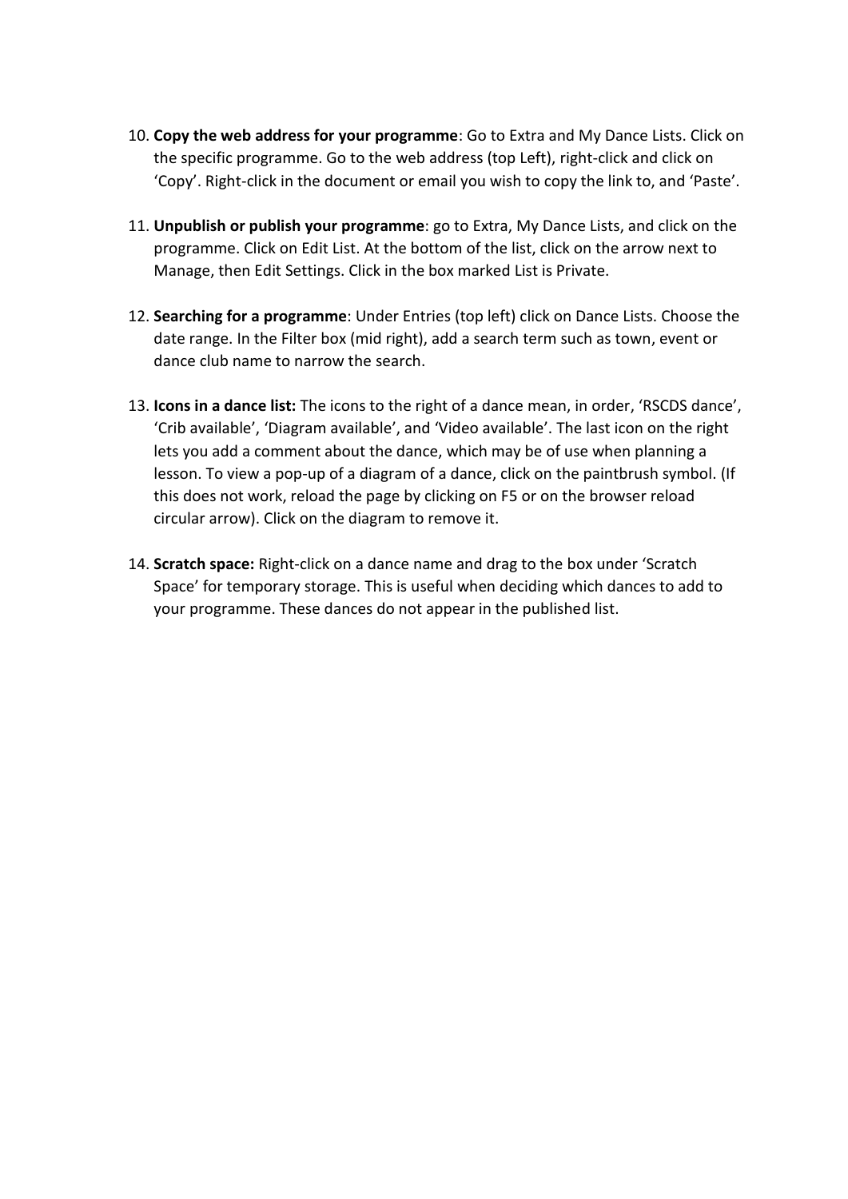10. **Copy the web address for your programme**: Go to Extra and My Dance Lists. Click on the specific programme. Go to the web address (top Left), right-click and click on ‘Copy’. Right-click in the document or email you wish to copy the link to, and ‘Paste’.

11. **Unpublish or publish your programme**: go to Extra, My Dance Lists, and click on the programme. Click on Edit List. At the bottom of the list, click on the arrow next to Manage, then Edit Settings. Click in the box marked List is Private.

12. **Searching for a programme**: Under Entries (top left) click on Dance Lists. Choose the date range. In the Filter box (mid right), add a search term such as town, event or dance club name to narrow the search.

13. **Icons in a dance list:** The icons to the right of a dance mean, in order, ‘RSCDS dance’, ‘Crib available’, ‘Diagram available’, and ‘Video available’. The last icon on the right lets you add a comment about the dance, which may be of use when planning a lesson. To view a pop-up of a diagram of a dance, click on the paintbrush symbol. (If this does not work, reload the page by clicking on F5 or on the browser reload circular arrow). Click on the diagram to remove it.

14. **Scratch space:** Right-click on a dance name and drag to the box under ‘Scratch Space’ for temporary storage. This is useful when deciding which dances to add to your programme. These dances do not appear in the published list.